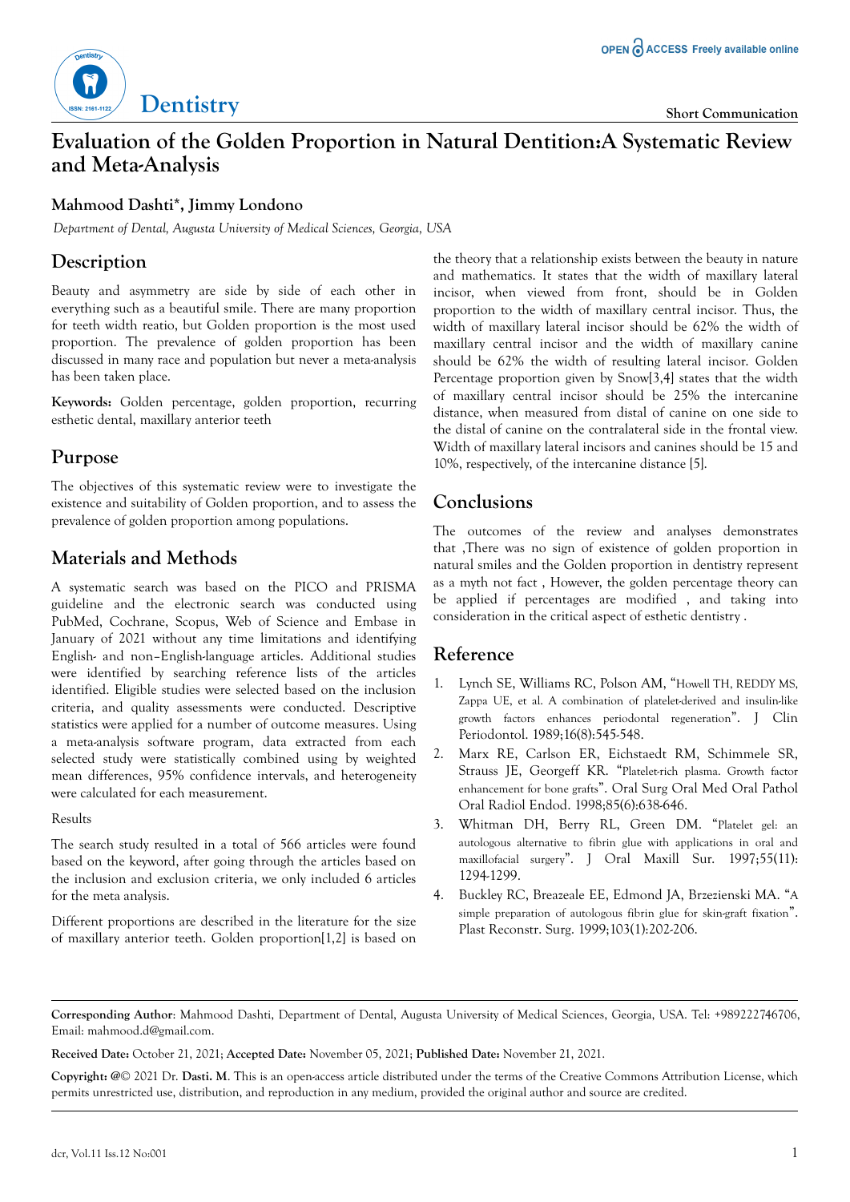Short Communication

# Evaluation of the Golden Proportion in Natural Dentition:A Systematic Review and Meta-Analysis

**Mahmood Dashti\*, Jimmy Londono**

*Department of Dental, Augusta University of Medical Sciences, Georgia, USA*

## Description

Beauty and asymmetry are side by side of each other in everything such as a beautiful smile. There are many proportion for teeth width reatio, but Golden proportion is the most used proportion. The prevalence of golden proportion has been discussed in many race and population but never a meta-analysis has been taken place.

**Keywords:** Golden percentage, golden proportion, recurring esthetic dental, maxillary anterior teeth

## Purpose

The objectives of this systematic review were to investigate the existence and suitability of Golden proportion, and to assess the prevalence of golden proportion among populations.

## Materials and Methods

A systematic search was based on the PICO and PRISMA guideline and the electronic search was conducted using PubMed, Cochrane, Scopus, Web of Science and Embase in January of 2021 without any time limitations and identifying English- and non–English-language articles. Additional studies were identified by searching reference lists of the articles identified. Eligible studies were selected based on the inclusion criteria, and quality assessments were conducted. Descriptive statistics were applied for a number of outcome measures. Using a meta-analysis software program, data extracted from each selected study were statistically combined using by weighted mean differences, 95% confidence intervals, and heterogeneity were calculated for each measurement.

Results

The search study resulted in a total of 566 articles were found based on the keyword, after going through the articles based on the inclusion and exclusion criteria, we only included 6 articles for the meta analysis.

Different proportions are described in the literature for the size of maxillary anterior teeth. Golden proportion[1,2] is based on the theory that a relationship exists between the beauty in nature and mathematics. It states that the width of maxillary lateral incisor, when viewed from front, should be in Golden proportion to the width of maxillary central incisor. Thus, the width of maxillary lateral incisor should be 62% the width of maxillary central incisor and the width of maxillary canine should be 62% the width of resulting lateral incisor. Golden Percentage proportion given by Snow[3,4] states that the width of maxillary central incisor should be 25% the intercanine distance, when measured from distal of canine on one side to the distal of canine on the contralateral side in the frontal view. Width of maxillary lateral incisors and canines should be 15 and 10%, respectively, of the intercanine distance [5].

## Conclusions

The outcomes of the review and analyses demonstrates that ,There was no sign of existence of golden proportion in natural smiles and the Golden proportion in dentistry represent as a myth not fact , However, the golden percentage theory can be applied if percentages are modified , and taking into consideration in the critical aspect of esthetic dentistry .

## Reference

1. Lynch SE, Williams RC, Polson AM, "Howell TH, REDDY MS, Zappa UE, et al. A combination of platelet-derived and insulin-like growth factors enhances periodontal regeneration". J Clin Periodontol. 1989;16(8):545-548.
2. Marx RE, Carlson ER, Eichstaedt RM, Schimmele SR, Strauss JE, Georgeff KR. "Platelet-rich plasma. Growth factor enhancement for bone grafts". Oral Surg Oral Med Oral Pathol Oral Radiol Endod. 1998;85(6):638-646.
3. Whitman DH, Berry RL, Green DM. "Platelet gel: an autologous alternative to fibrin glue with applications in oral and maxillofacial surgery". J Oral Maxill Sur. 1997;55(11): 1294-1299.
4. Buckley RC, Breazeale EE, Edmond JA, Brzezienski MA. "A simple preparation of autologous fibrin glue for skin-graft fixation". Plast Reconstr. Surg. 1999;103(1):202-206.

---

**Corresponding Author**: Mahmood Dashti, Department of Dental, Augusta University of Medical Sciences, Georgia, USA. Tel: +989222746706, Email: mahmood.d@gmail.com.

**Received Date:** October 21, 2021; **Accepted Date:** November 05, 2021; **Published Date:** November 21, 2021.

**Copyright:** @© 2021 Dr. **Dasti. M**. This is an open-access article distributed under the terms of the Creative Commons Attribution License, which permits unrestricted use, distribution, and reproduction in any medium, provided the original author and source are credited.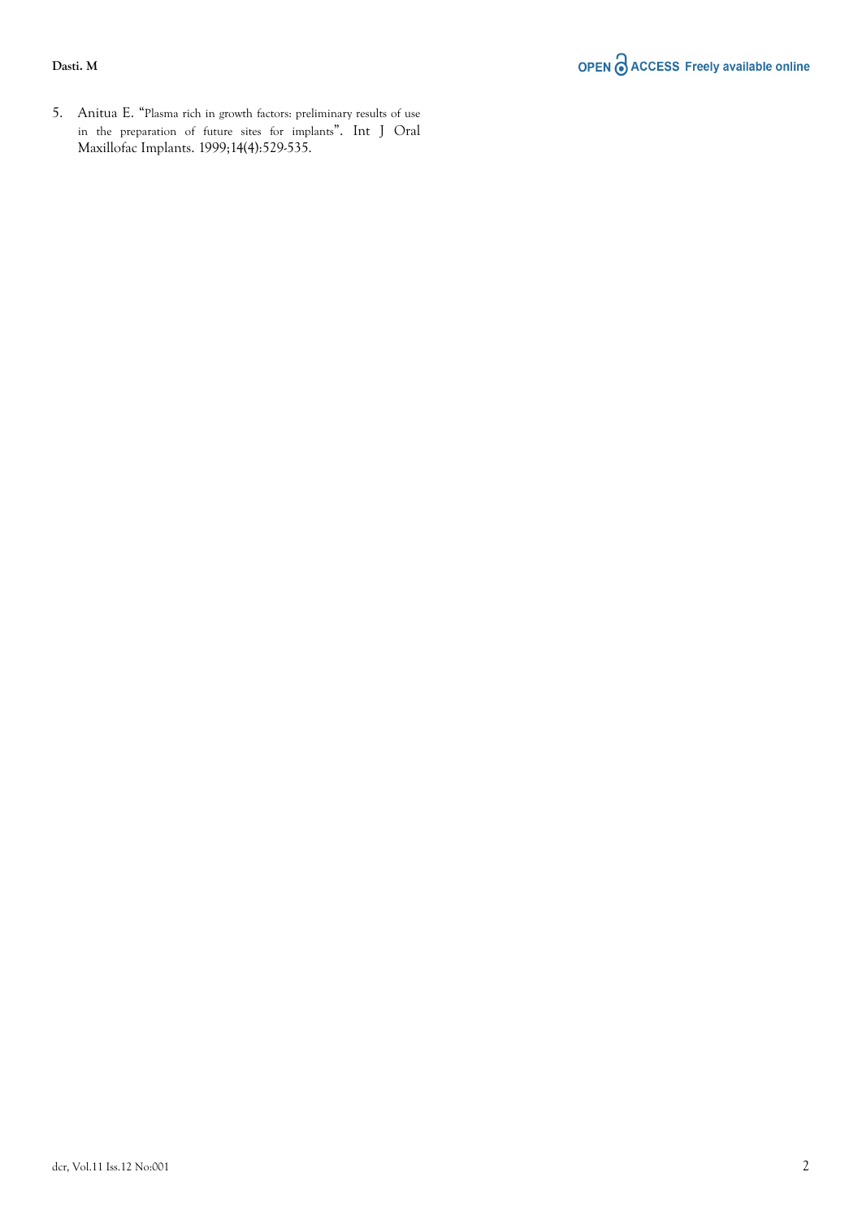5. Anitua E. "Plasma rich in growth factors: preliminary results of use in the preparation of future sites for implants". Int J Oral Maxillofac Implants. 1999;14(4):529-535.